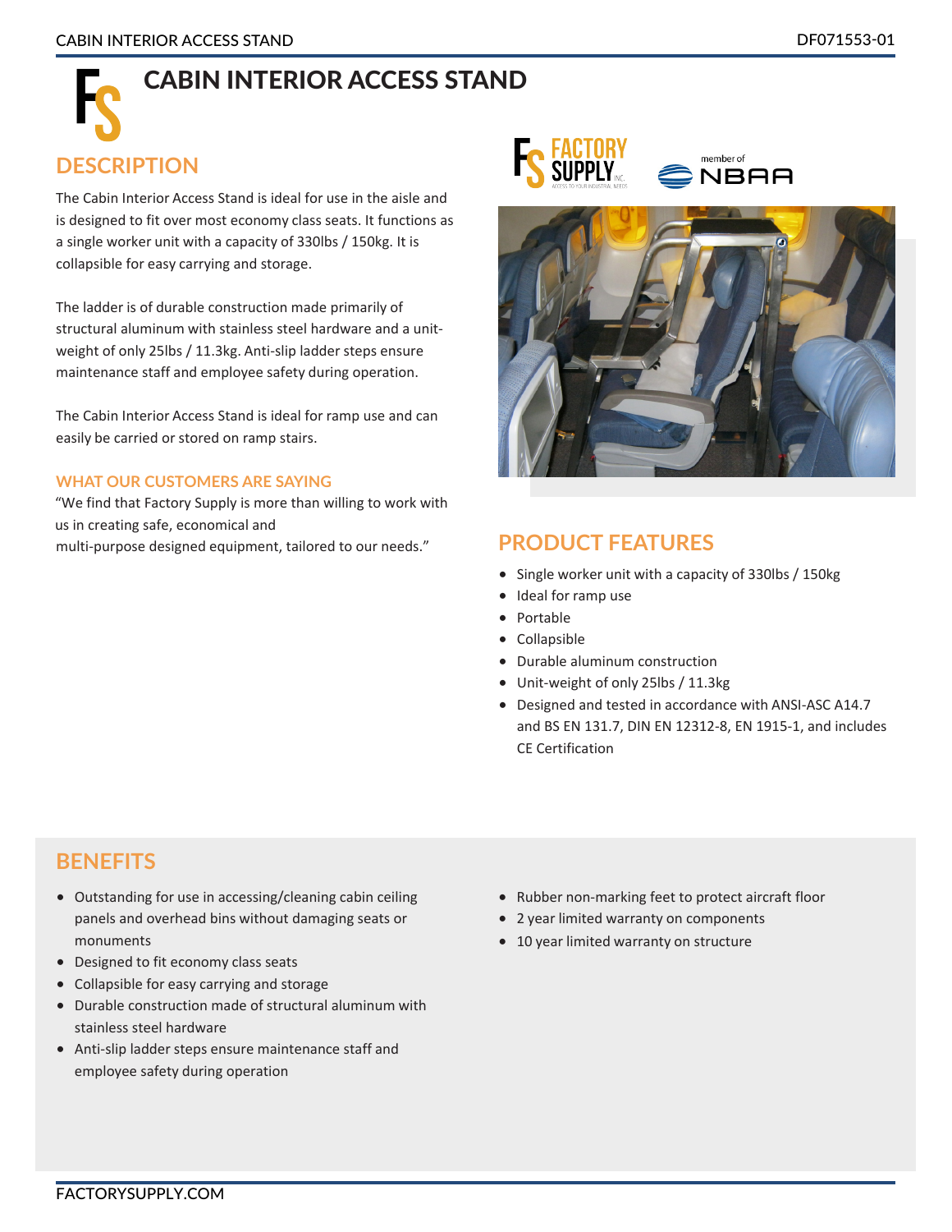# CABIN INTERIOR ACCESS STAND

## DESCRIPTION

The Cabin Interior Access Stand is ideal for use in the aisle and is designed to fit over most economy class seats. It functions as a single worker unit with a capacity of 330lbs / 150kg. It is collapsible for easy carrying and storage.

The ladder is of durable construction made primarily of structural aluminum with stainless steel hardware and a unit-weight of only 25lbs / 11.3kg. Anti-slip ladder steps ensure maintenance staff and employee safety during operation.

The Cabin Interior Access Stand is ideal for ramp use and can easily be carried or stored on ramp stairs.

### WHAT OUR CUSTOMERS ARE SAYING

"We find that Factory Supply is more than willing to work with us in creating safe, economical and multi-purpose designed equipment, tailored to our needs."

## PRODUCT FEATURES

- Single worker unit with a capacity of 330lbs / 150kg
- Ideal for ramp use
- Portable
- Collapsible
- Durable aluminum construction
- Unit-weight of only 25lbs / 11.3kg
- Designed and tested in accordance with ANSI-ASC A14.7 and BS EN 131.7, DIN EN 12312-8, EN 1915-1, and includes CE Certification

## BENEFITS

- Outstanding for use in accessing/cleaning cabin ceiling panels and overhead bins without damaging seats or monuments
- Designed to fit economy class seats
- Collapsible for easy carrying and storage
- Durable construction made of structural aluminum with stainless steel hardware
- Anti-slip ladder steps ensure maintenance staff and employee safety during operation
- Rubber non-marking feet to protect aircraft floor
- 2 year limited warranty on components
- 10 year limited warranty on structure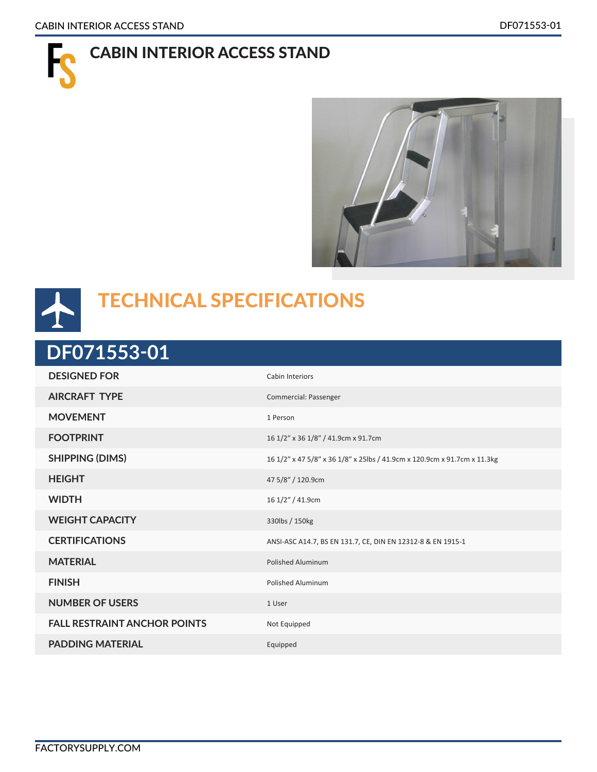# CABIN INTERIOR ACCESS STAND

## TECHNICAL SPECIFICATIONS

| DF071553-01 | |
|---|---|
| **DESIGNED FOR** | Cabin Interiors |
| **AIRCRAFT TYPE** | Commercial: Passenger |
| **MOVEMENT** | 1 Person |
| **FOOTPRINT** | 16 1/2" x 36 1/8" / 41.9cm x 91.7cm |
| **SHIPPING (DIMS)** | 16 1/2" x 47 5/8" x 36 1/8" x 25lbs / 41.9cm x 120.9cm x 91.7cm x 11.3kg |
| **HEIGHT** | 47 5/8" / 120.9cm |
| **WIDTH** | 16 1/2" / 41.9cm |
| **WEIGHT CAPACITY** | 330lbs / 150kg |
| **CERTIFICATIONS** | ANSI-ASC A14.7, BS EN 131.7, CE, DIN EN 12312-8 & EN 1915-1 |
| **MATERIAL** | Polished Aluminum |
| **FINISH** | Polished Aluminum |
| **NUMBER OF USERS** | 1 User |
| **FALL RESTRAINT ANCHOR POINTS** | Not Equipped |
| **PADDING MATERIAL** | Equipped |